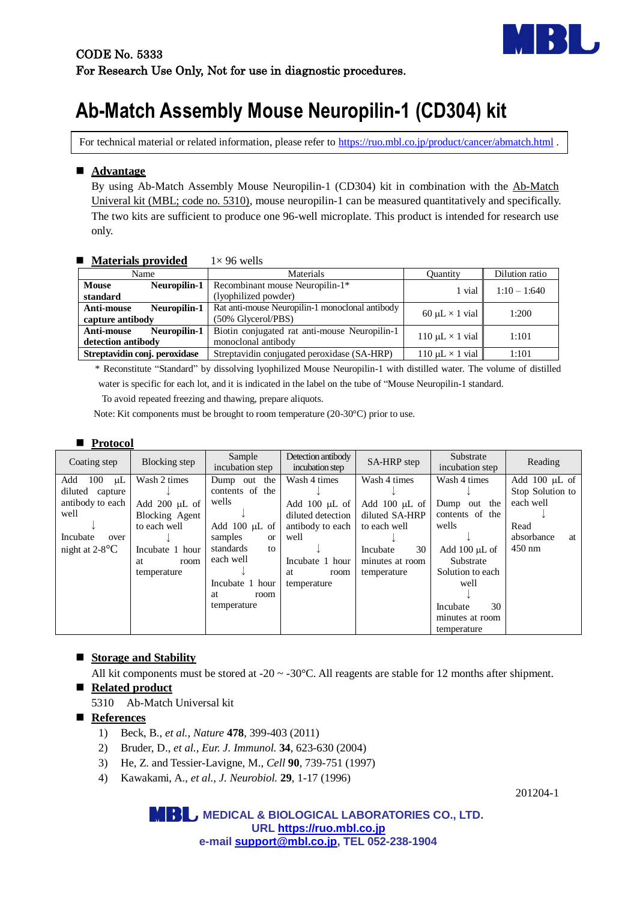CODE No. 5333
For Research Use Only, Not for use in diagnostic procedures.

# Ab-Match Assembly Mouse Neuropilin-1 (CD304) kit

For technical material or related information, please refer to https://ruo.mbl.co.jp/product/cancer/abmatch.html .

## Advantage

By using Ab-Match Assembly Mouse Neuropilin-1 (CD304) kit in combination with the Ab-Match Univeral kit (MBL; code no. 5310), mouse neuropilin-1 can be measured quantitatively and specifically. The two kits are sufficient to produce one 96-well microplate. This product is intended for research use only.

## Materials provided    1× 96 wells

| Name | Materials | Quantity | Dilution ratio |
|---|---|---|---|
| **Mouse Neuropilin-1 standard** | Recombinant mouse Neuropilin-1* (lyophilized powder) | 1 vial | 1:10 – 1:640 |
| **Anti-mouse Neuropilin-1 capture antibody** | Rat anti-mouse Neuropilin-1 monoclonal antibody (50% Glycerol/PBS) | 60 µL × 1 vial | 1:200 |
| **Anti-mouse Neuropilin-1 detection antibody** | Biotin conjugated rat anti-mouse Neuropilin-1 monoclonal antibody | 110 µL × 1 vial | 1:101 |
| **Streptavidin conj. peroxidase** | Streptavidin conjugated peroxidase (SA-HRP) | 110 µL × 1 vial | 1:101 |

\* Reconstitute "Standard" by dissolving lyophilized Mouse Neuropilin-1 with distilled water. The volume of distilled water is specific for each lot, and it is indicated in the label on the tube of "Mouse Neuropilin-1 standard.

To avoid repeated freezing and thawing, prepare aliquots.

Note: Kit components must be brought to room temperature (20-30°C) prior to use.

## Protocol

| Coating step | Blocking step | Sample incubation step | Detection antibody incubation step | SA-HRP step | Substrate incubation step | Reading |
|---|---|---|---|---|---|---|
| Add 100 µL diluted capture antibody to each well ↓ Incubate over night at 2-8°C | Wash 2 times ↓ Add 200 µL of Blocking Agent to each well ↓ Incubate 1 hour at room temperature | Dump out the contents of the wells ↓ Add 100 µL of samples or standards to each well ↓ Incubate 1 hour at room temperature | Wash 4 times ↓ Add 100 µL of diluted detection antibody to each well ↓ Incubate 1 hour at room temperature | Wash 4 times ↓ Add 100 µL of diluted SA-HRP to each well ↓ Incubate 30 minutes at room temperature | Wash 4 times ↓ Dump out the contents of the wells ↓ Add 100 µL of Substrate Solution to each well ↓ Incubate 30 minutes at room temperature | Add 100 µL of Stop Solution to each well ↓ Read absorbance at 450 nm |

## Storage and Stability

All kit components must be stored at -20 ~ -30°C. All reagents are stable for 12 months after shipment.

## Related product

5310 Ab-Match Universal kit

## References

1) Beck, B., *et al., Nature* **478**, 399-403 (2011)
2) Bruder, D., *et al., Eur. J. Immunol.* **34**, 623-630 (2004)
3) He, Z. and Tessier-Lavigne, M., *Cell* **90**, 739-751 (1997)
4) Kawakami, A., *et al., J. Neurobiol.* **29**, 1-17 (1996)

201204-1

**MEDICAL & BIOLOGICAL LABORATORIES CO., LTD.**
**URL https://ruo.mbl.co.jp**
**e-mail support@mbl.co.jp, TEL 052-238-1904**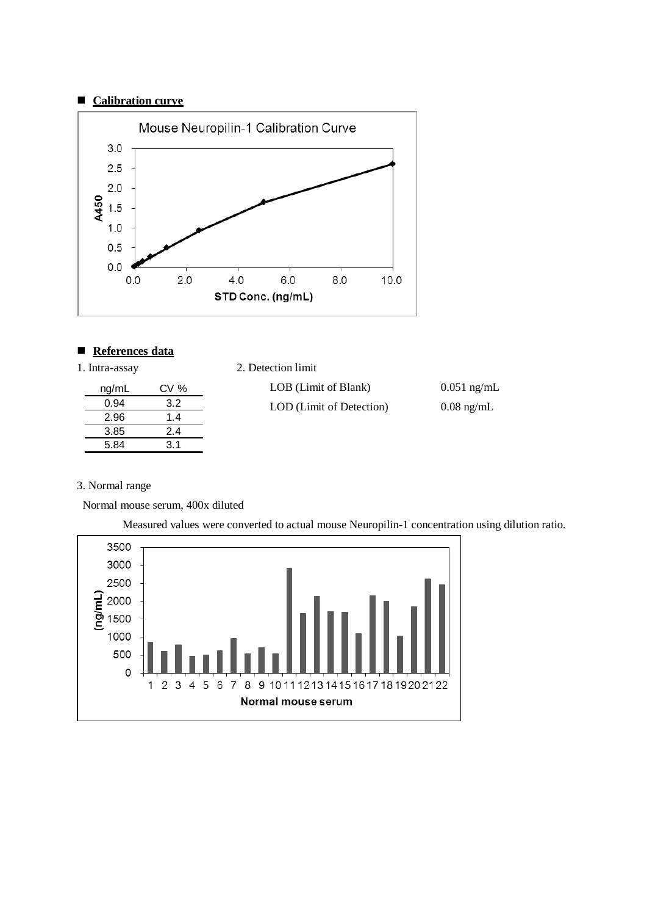## Calibration curve

Mouse Neuropilin-1 Calibration Curve

A450

STD Conc. (ng/mL)

## References data

1. Intra-assay

| ng/mL | CV % |
| --- | --- |
| 0.94 | 3.2 |
| 2.96 | 1.4 |
| 3.85 | 2.4 |
| 5.84 | 3.1 |

2. Detection limit

| | |
| --- | --- |
| LOB (Limit of Blank) | 0.051 ng/mL |
| LOD (Limit of Detection) | 0.08 ng/mL |

3. Normal range

Normal mouse serum, 400x diluted

Measured values were converted to actual mouse Neuropilin-1 concentration using dilution ratio.

(ng/mL)

Normal mouse serum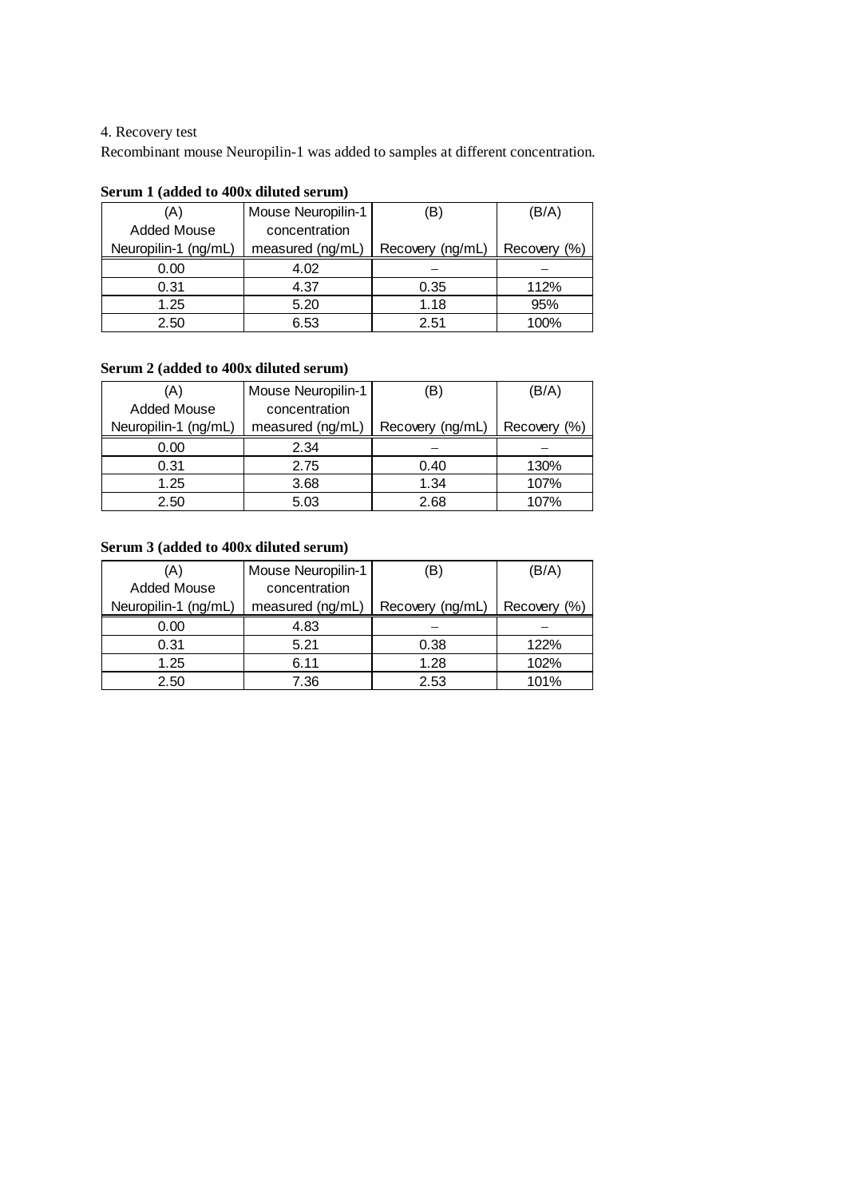4. Recovery test

Recombinant mouse Neuropilin-1 was added to samples at different concentration.

**Serum 1 (added to 400x diluted serum)**

| (A) Added Mouse Neuropilin-1 (ng/mL) | Mouse Neuropilin-1 concentration measured (ng/mL) | (B) Recovery (ng/mL) | (B/A) Recovery (%) |
|---|---|---|---|
| 0.00 | 4.02 | – | – |
| 0.31 | 4.37 | 0.35 | 112% |
| 1.25 | 5.20 | 1.18 | 95% |
| 2.50 | 6.53 | 2.51 | 100% |

**Serum 2 (added to 400x diluted serum)**

| (A) Added Mouse Neuropilin-1 (ng/mL) | Mouse Neuropilin-1 concentration measured (ng/mL) | (B) Recovery (ng/mL) | (B/A) Recovery (%) |
|---|---|---|---|
| 0.00 | 2.34 | – | – |
| 0.31 | 2.75 | 0.40 | 130% |
| 1.25 | 3.68 | 1.34 | 107% |
| 2.50 | 5.03 | 2.68 | 107% |

**Serum 3 (added to 400x diluted serum)**

| (A) Added Mouse Neuropilin-1 (ng/mL) | Mouse Neuropilin-1 concentration measured (ng/mL) | (B) Recovery (ng/mL) | (B/A) Recovery (%) |
|---|---|---|---|
| 0.00 | 4.83 | – | – |
| 0.31 | 5.21 | 0.38 | 122% |
| 1.25 | 6.11 | 1.28 | 102% |
| 2.50 | 7.36 | 2.53 | 101% |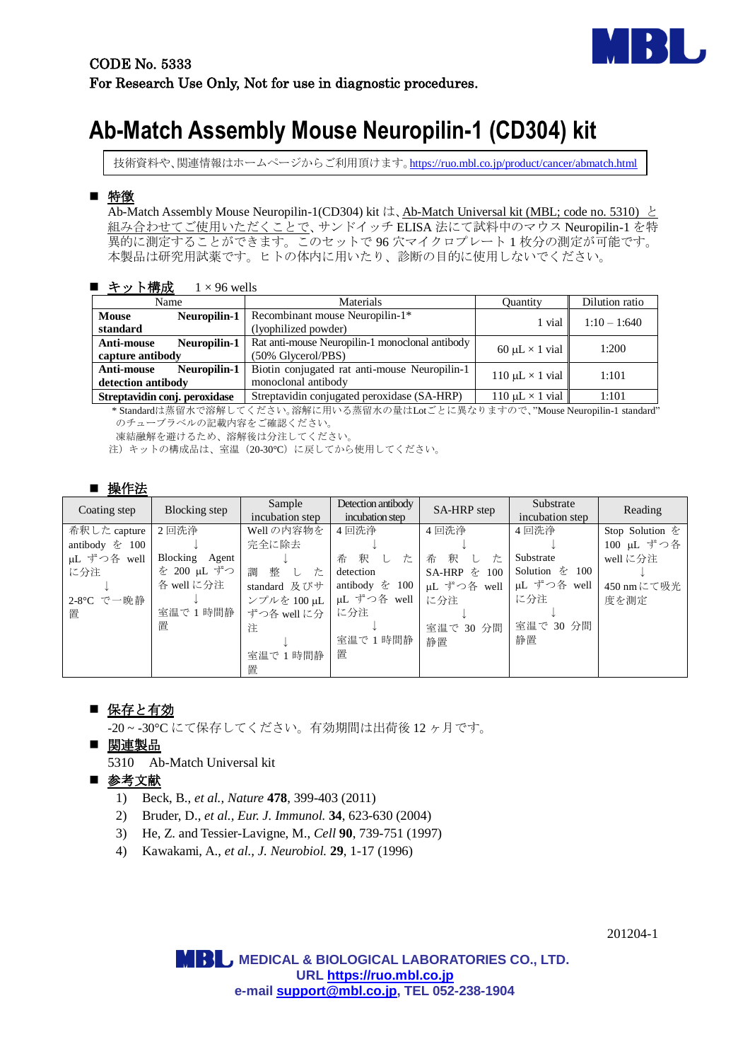CODE No. 5333
For Research Use Only, Not for use in diagnostic procedures.

# Ab-Match Assembly Mouse Neuropilin-1 (CD304) kit

技術資料や、関連情報はホームページからご利用頂けます。https://ruo.mbl.co.jp/product/cancer/abmatch.html

## ■ 特徴

Ab-Match Assembly Mouse Neuropilin-1(CD304) kit は、Ab-Match Universal kit (MBL; code no. 5310) と組み合わせてご使用いただくことで、サンドイッチ ELISA 法にて試料中のマウス Neuropilin-1 を特異的に測定することができます。このセットで 96 穴マイクロプレート 1 枚分の測定が可能です。本製品は研究用試薬です。ヒトの体内に用いたり、診断の目的に使用しないでください。

## ■ キット構成　1 × 96 wells

| Name | Materials | Quantity | Dilution ratio |
|---|---|---|---|
| **Mouse Neuropilin-1 standard** | Recombinant mouse Neuropilin-1* (lyophilized powder) | 1 vial | 1:10 – 1:640 |
| **Anti-mouse Neuropilin-1 capture antibody** | Rat anti-mouse Neuropilin-1 monoclonal antibody (50% Glycerol/PBS) | 60 μL × 1 vial | 1:200 |
| **Anti-mouse Neuropilin-1 detection antibody** | Biotin conjugated rat anti-mouse Neuropilin-1 monoclonal antibody | 110 μL × 1 vial | 1:101 |
| **Streptavidin conj. peroxidase** | Streptavidin conjugated peroxidase (SA-HRP) | 110 μL × 1 vial | 1:101 |

\* Standardは蒸留水で溶解してください。溶解に用いる蒸留水の量はLotごとに異なりますので、"Mouse Neuropilin-1 standard" のチューブラベルの記載内容をご確認ください。
凍結融解を避けるため、溶解後は分注してください。
注）キットの構成品は、室温（20-30°C）に戻してから使用してください。

## ■ 操作法

| Coating step | Blocking step | Sample incubation step | Detection antibody incubation step | SA-HRP step | Substrate incubation step | Reading |
|---|---|---|---|---|---|---|
| 希釈した capture antibody を 100 μL ずつ各 well に分注<br>↓<br>2-8°C で一晩静置 | 2 回洗浄<br>↓<br>Blocking Agent を 200 μL ずつ各 well に分注<br>↓<br>室温で 1 時間静置 | Well の内容物を完全に除去<br>↓<br>調整した standard 及びサンプルを 100 μL ずつ各 well に分注<br>↓<br>室温で 1 時間静置 | 4 回洗浄<br>↓<br>希釈した detection antibody を 100 μL ずつ各 well に分注<br>↓<br>室温で 1 時間静置 | 4 回洗浄<br>↓<br>希釈した SA-HRP を 100 μL ずつ各 well に分注<br>↓<br>室温で 30 分間静置 | 4 回洗浄<br>↓<br>Substrate Solution を 100 μL ずつ各 well に分注<br>↓<br>室温で 30 分間静置 | Stop Solution を 100 μL ずつ各 well に分注<br>↓<br>450 nm にて吸光度を測定 |

## ■ 保存と有効

-20 ~ -30°C にて保存してください。有効期間は出荷後 12 ヶ月です。

## ■ 関連製品

5310　Ab-Match Universal kit

## ■ 参考文献

1) Beck, B., *et al.*, *Nature* **478**, 399-403 (2011)
2) Bruder, D., *et al.*, *Eur. J. Immunol.* **34**, 623-630 (2004)
3) He, Z. and Tessier-Lavigne, M., *Cell* **90**, 739-751 (1997)
4) Kawakami, A., *et al.*, *J. Neurobiol.* **29**, 1-17 (1996)

201204-1

MEDICAL & BIOLOGICAL LABORATORIES CO., LTD.
URL https://ruo.mbl.co.jp
e-mail support@mbl.co.jp, TEL 052-238-1904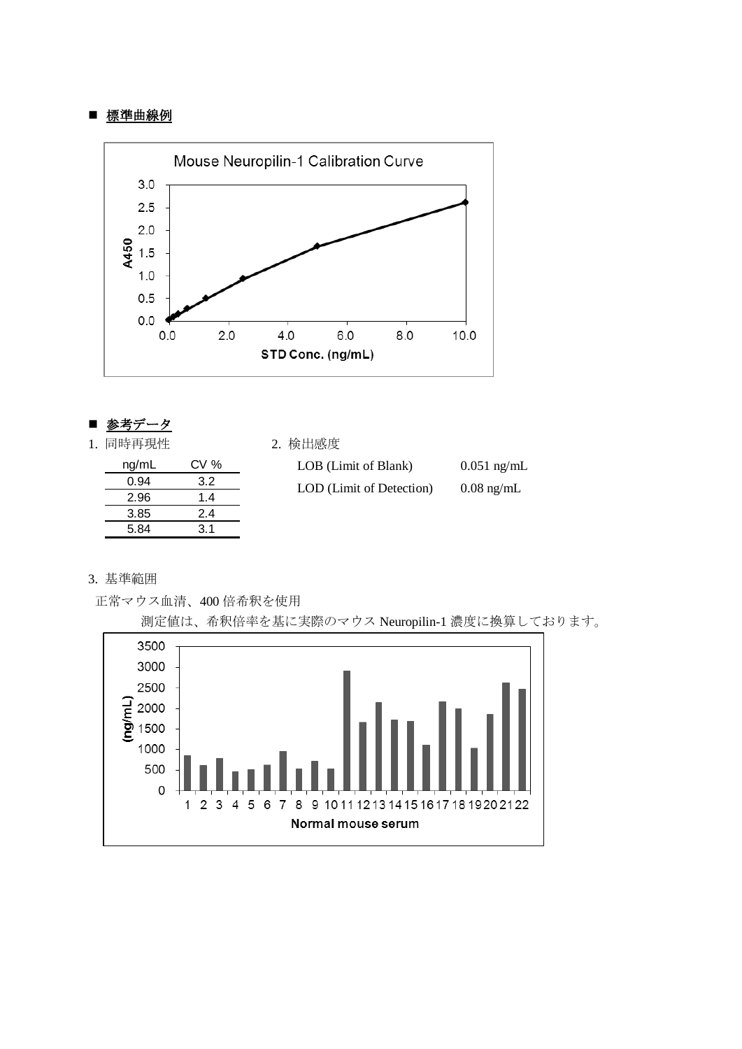■ **標準曲線例**

■ **参考データ**

1. 同時再現性

| ng/mL | CV % |
|---|---|
| 0.94 | 3.2 |
| 2.96 | 1.4 |
| 3.85 | 2.4 |
| 5.84 | 3.1 |

2. 検出感度

| | |
|---|---|
| LOB (Limit of Blank) | 0.051 ng/mL |
| LOD (Limit of Detection) | 0.08 ng/mL |

3. 基準範囲

正常マウス血清、400 倍希釈を使用

測定値は、希釈倍率を基に実際のマウス Neuropilin-1 濃度に換算しております。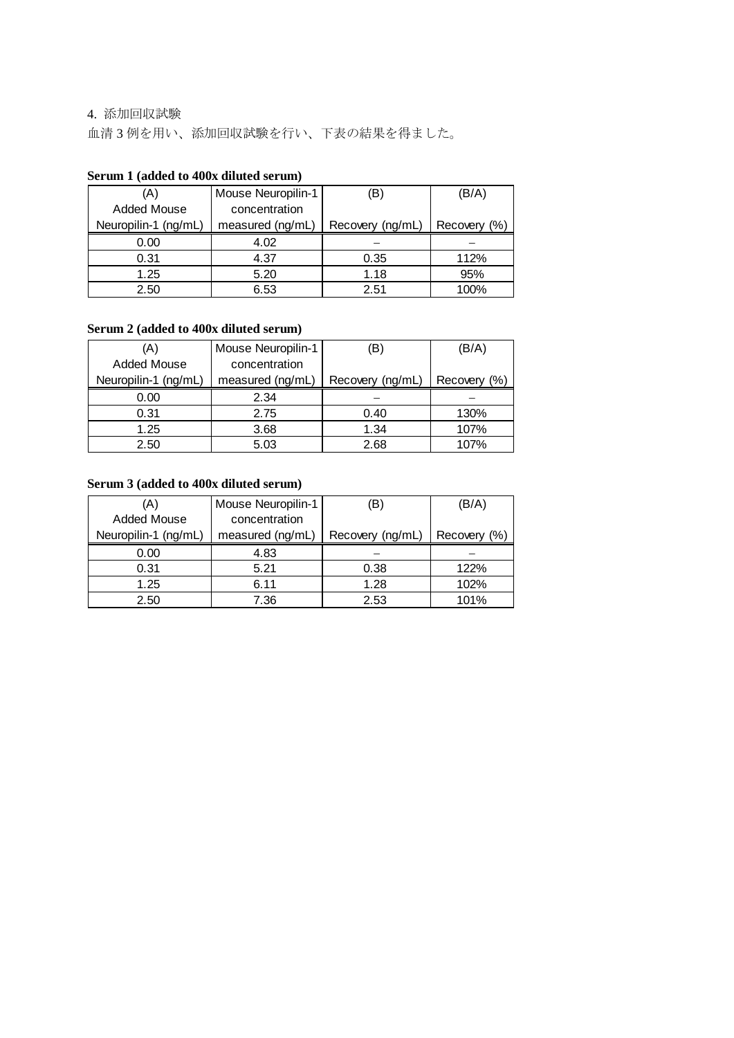4. 添加回収試験

血清 3 例を用い、添加回収試験を行い、下表の結果を得ました。

**Serum 1 (added to 400x diluted serum)**

| (A) Added Mouse Neuropilin-1 (ng/mL) | Mouse Neuropilin-1 concentration measured (ng/mL) | (B) Recovery (ng/mL) | (B/A) Recovery (%) |
|---|---|---|---|
| 0.00 | 4.02 | – | – |
| 0.31 | 4.37 | 0.35 | 112% |
| 1.25 | 5.20 | 1.18 | 95% |
| 2.50 | 6.53 | 2.51 | 100% |

**Serum 2 (added to 400x diluted serum)**

| (A) Added Mouse Neuropilin-1 (ng/mL) | Mouse Neuropilin-1 concentration measured (ng/mL) | (B) Recovery (ng/mL) | (B/A) Recovery (%) |
|---|---|---|---|
| 0.00 | 2.34 | – | – |
| 0.31 | 2.75 | 0.40 | 130% |
| 1.25 | 3.68 | 1.34 | 107% |
| 2.50 | 5.03 | 2.68 | 107% |

**Serum 3 (added to 400x diluted serum)**

| (A) Added Mouse Neuropilin-1 (ng/mL) | Mouse Neuropilin-1 concentration measured (ng/mL) | (B) Recovery (ng/mL) | (B/A) Recovery (%) |
|---|---|---|---|
| 0.00 | 4.83 | – | – |
| 0.31 | 5.21 | 0.38 | 122% |
| 1.25 | 6.11 | 1.28 | 102% |
| 2.50 | 7.36 | 2.53 | 101% |